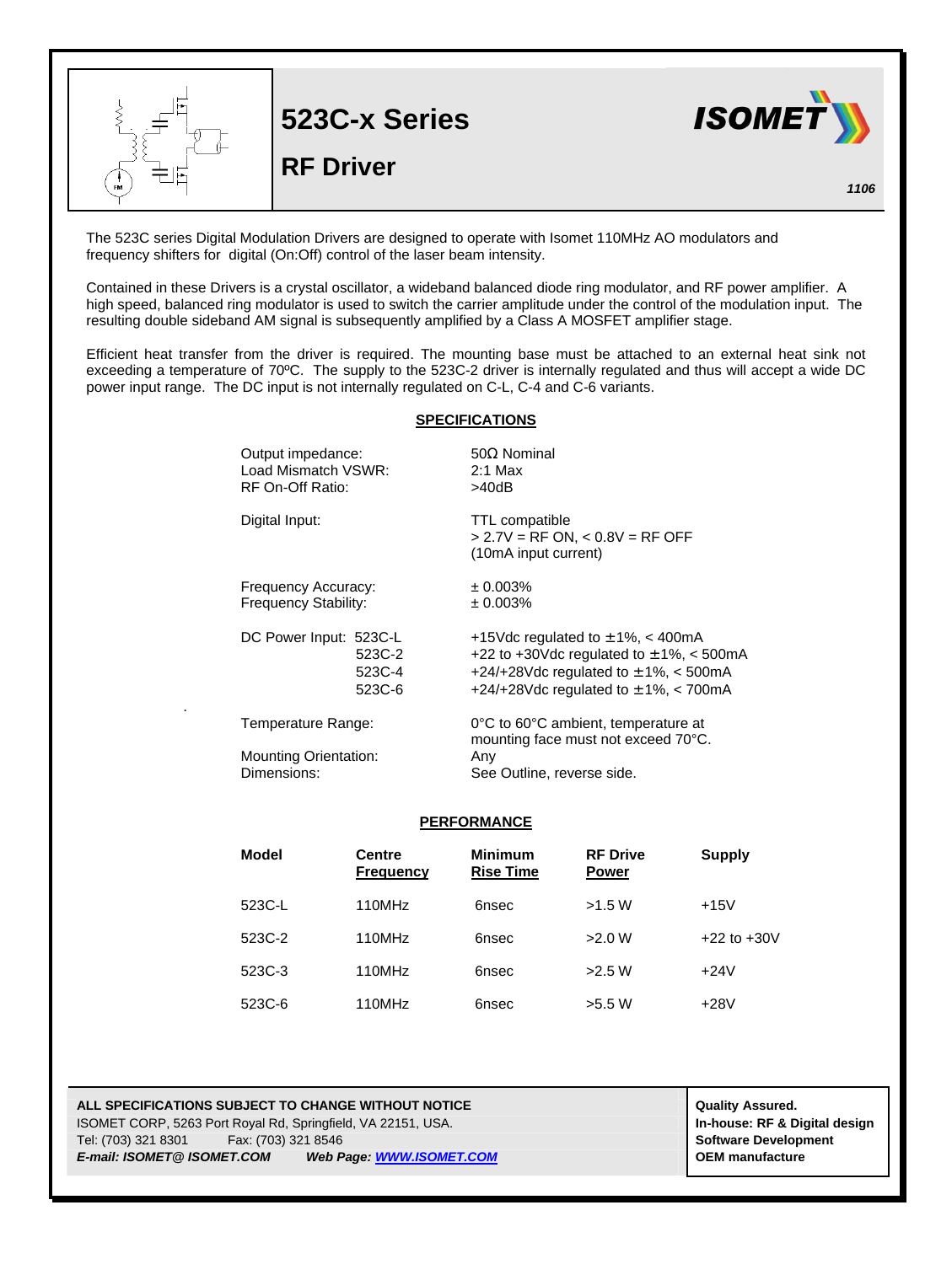# 523C-x Series

## RF Driver

ISOMET

*1106*

The 523C series Digital Modulation Drivers are designed to operate with Isomet 110MHz AO modulators and frequency shifters for digital (On:Off) control of the laser beam intensity.

Contained in these Drivers is a crystal oscillator, a wideband balanced diode ring modulator, and RF power amplifier. A high speed, balanced ring modulator is used to switch the carrier amplitude under the control of the modulation input. The resulting double sideband AM signal is subsequently amplified by a Class A MOSFET amplifier stage.

Efficient heat transfer from the driver is required. The mounting base must be attached to an external heat sink not exceeding a temperature of 70ºC. The supply to the 523C-2 driver is internally regulated and thus will accept a wide DC power input range. The DC input is not internally regulated on C-L, C-4 and C-6 variants.

## SPECIFICATIONS

| | |
|---|---|
| Output impedance: | 50Ω Nominal |
| Load Mismatch VSWR: | 2:1 Max |
| RF On-Off Ratio: | >40dB |
| Digital Input: | TTL compatible<br>> 2.7V = RF ON, < 0.8V = RF OFF<br>(10mA input current) |
| Frequency Accuracy: | ± 0.003% |
| Frequency Stability: | ± 0.003% |
| DC Power Input: 523C-L | +15Vdc regulated to ±1%, < 400mA |
| 523C-2 | +22 to +30Vdc regulated to ±1%, < 500mA |
| 523C-4 | +24/+28Vdc regulated to ±1%, < 500mA |
| 523C-6 | +24/+28Vdc regulated to ±1%, < 700mA |
| Temperature Range: | 0°C to 60°C ambient, temperature at mounting face must not exceed 70°C. |
| Mounting Orientation: | Any |
| Dimensions: | See Outline, reverse side. |

## PERFORMANCE

| Model | Centre Frequency | Minimum Rise Time | RF Drive Power | Supply |
|---|---|---|---|---|
| 523C-L | 110MHz | 6nsec | >1.5 W | +15V |
| 523C-2 | 110MHz | 6nsec | >2.0 W | +22 to +30V |
| 523C-3 | 110MHz | 6nsec | >2.5 W | +24V |
| 523C-6 | 110MHz | 6nsec | >5.5 W | +28V |

**ALL SPECIFICATIONS SUBJECT TO CHANGE WITHOUT NOTICE**
ISOMET CORP, 5263 Port Royal Rd, Springfield, VA 22151, USA.
Tel: (703) 321 8301 Fax: (703) 321 8546
***E-mail: ISOMET@ ISOMET.COM*** ***Web Page: WWW.ISOMET.COM***

**Quality Assured.**
**In-house: RF & Digital design**
**Software Development**
**OEM manufacture**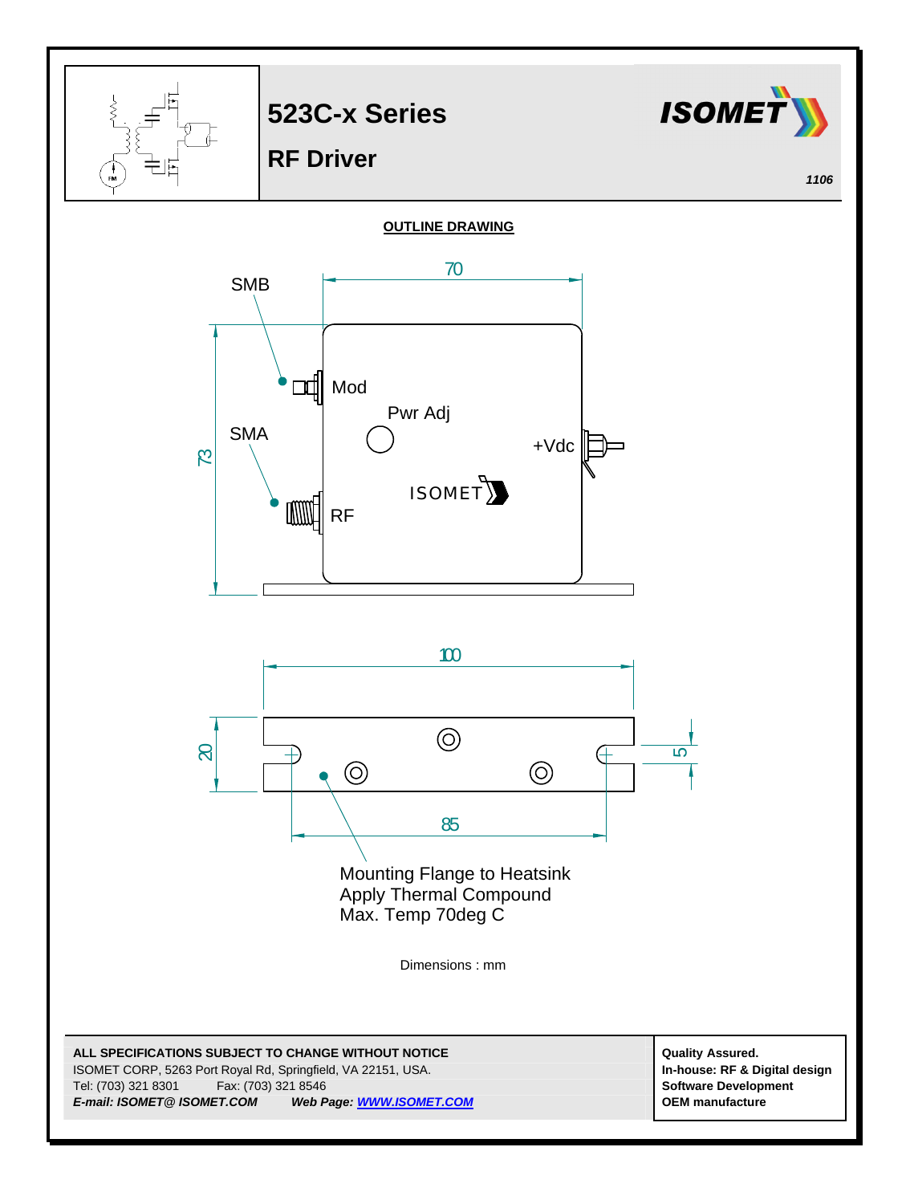# 523C-x Series

## RF Driver

1106

**OUTLINE DRAWING**

70

SMB

Mod

Pwr Adj

SMA

73

+Vdc

ISOMET

RF

100

20

5

85

Mounting Flange to Heatsink
Apply Thermal Compound
Max. Temp 70deg C

Dimensions : mm

**ALL SPECIFICATIONS SUBJECT TO CHANGE WITHOUT NOTICE**
ISOMET CORP, 5263 Port Royal Rd, Springfield, VA 22151, USA.
Tel: (703) 321 8301 Fax: (703) 321 8546
***E-mail: ISOMET@ ISOMET.COM Web Page: WWW.ISOMET.COM***

**Quality Assured.**
**In-house: RF & Digital design**
**Software Development**
**OEM manufacture**